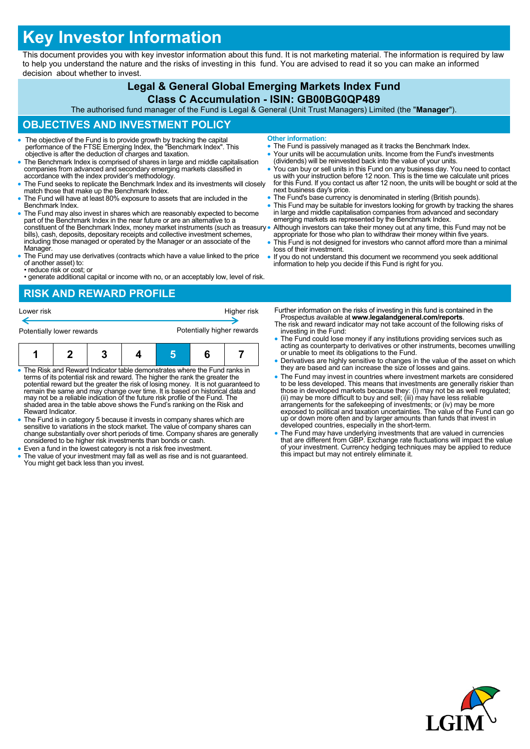# Key Investor Information

This document provides you with key investor information about this fund. It is not marketing material. The information is required by law to help you understand the nature and the risks of investing in this fund. You are advised to read it so you can make an informed decision about whether to invest.

## Legal & General Global Emerging Markets Index Fund

## Class C Accumulation - ISIN: GB00BG0QP489

The authorised fund manager of the Fund is Legal & General (Unit Trust Managers) Limited (the "**Manager**").

## OBJECTIVES AND INVESTMENT POLICY

- The objective of the Fund is to provide growth by tracking the capital performance of the FTSE Emerging Index, the "Benchmark Index". This objective is after the deduction of charges and taxation.
- The Benchmark Index is comprised of shares in large and middle capitalisation companies from advanced and secondary emerging markets classified in accordance with the index provider's methodology.
- The Fund seeks to replicate the Benchmark Index and its investments will closely match those that make up the Benchmark Index.
- The Fund will have at least 80% exposure to assets that are included in the Benchmark Index.
- The Fund may also invest in shares which are reasonably expected to become part of the Benchmark Index in the near future or are an alternative to a constituent of the Benchmark Index, money market instruments (such as treasury bills), cash, deposits, depositary receipts and collective investment schemes, including those managed or operated by the Manager or an associate of the Manager.
- The Fund may use derivatives (contracts which have a value linked to the price of another asset) to:
  - • reduce risk or cost; or
  - • generate additional capital or income with no, or an acceptably low, level of risk.

**Other information:**

- The Fund is passively managed as it tracks the Benchmark Index.
- Your units will be accumulation units. Income from the Fund's investments (dividends) will be reinvested back into the value of your units.
- You can buy or sell units in this Fund on any business day. You need to contact us with your instruction before 12 noon. This is the time we calculate unit prices for this Fund. If you contact us after 12 noon, the units will be bought or sold at the next business day's price.
- The Fund's base currency is denominated in sterling (British pounds).
- This Fund may be suitable for investors looking for growth by tracking the shares in large and middle capitalisation companies from advanced and secondary emerging markets as represented by the Benchmark Index.
- Although investors can take their money out at any time, this Fund may not be appropriate for those who plan to withdraw their money within five years.
- This Fund is not designed for investors who cannot afford more than a minimal loss of their investment.
- If you do not understand this document we recommend you seek additional information to help you decide if this Fund is right for you.

## RISK AND REWARD PROFILE

Lower risk ← → Higher risk

Potentially lower rewards — Potentially higher rewards

| 1 | 2 | 3 | 4 | **5** | 6 | 7 |
|---|---|---|---|---|---|---|

- The Risk and Reward Indicator table demonstrates where the Fund ranks in terms of its potential risk and reward. The higher the rank the greater the potential reward but the greater the risk of losing money. It is not guaranteed to remain the same and may change over time. It is based on historical data and may not be a reliable indication of the future risk profile of the Fund. The shaded area in the table above shows the Fund's ranking on the Risk and Reward Indicator.
- The Fund is in category 5 because it invests in company shares which are sensitive to variations in the stock market. The value of company shares can change substantially over short periods of time. Company shares are generally considered to be higher risk investments than bonds or cash.
- Even a fund in the lowest category is not a risk free investment.
- The value of your investment may fall as well as rise and is not guaranteed. You might get back less than you invest.

Further information on the risks of investing in this fund is contained in the Prospectus available at **www.legalandgeneral.com/reports**.

The risk and reward indicator may not take account of the following risks of investing in the Fund:

- The Fund could lose money if any institutions providing services such as acting as counterparty to derivatives or other instruments, becomes unwilling or unable to meet its obligations to the Fund.
- Derivatives are highly sensitive to changes in the value of the asset on which they are based and can increase the size of losses and gains.
- The Fund may invest in countries where investment markets are considered to be less developed. This means that investments are generally riskier than those in developed markets because they: (i) may not be as well regulated; (ii) may be more difficult to buy and sell; (iii) may have less reliable arrangements for the safekeeping of investments; or (iv) may be more exposed to political and taxation uncertainties. The value of the Fund can go up or down more often and by larger amounts than funds that invest in developed countries, especially in the short-term.
- The Fund may have underlying investments that are valued in currencies that are different from GBP. Exchange rate fluctuations will impact the value of your investment. Currency hedging techniques may be applied to reduce this impact but may not entirely eliminate it.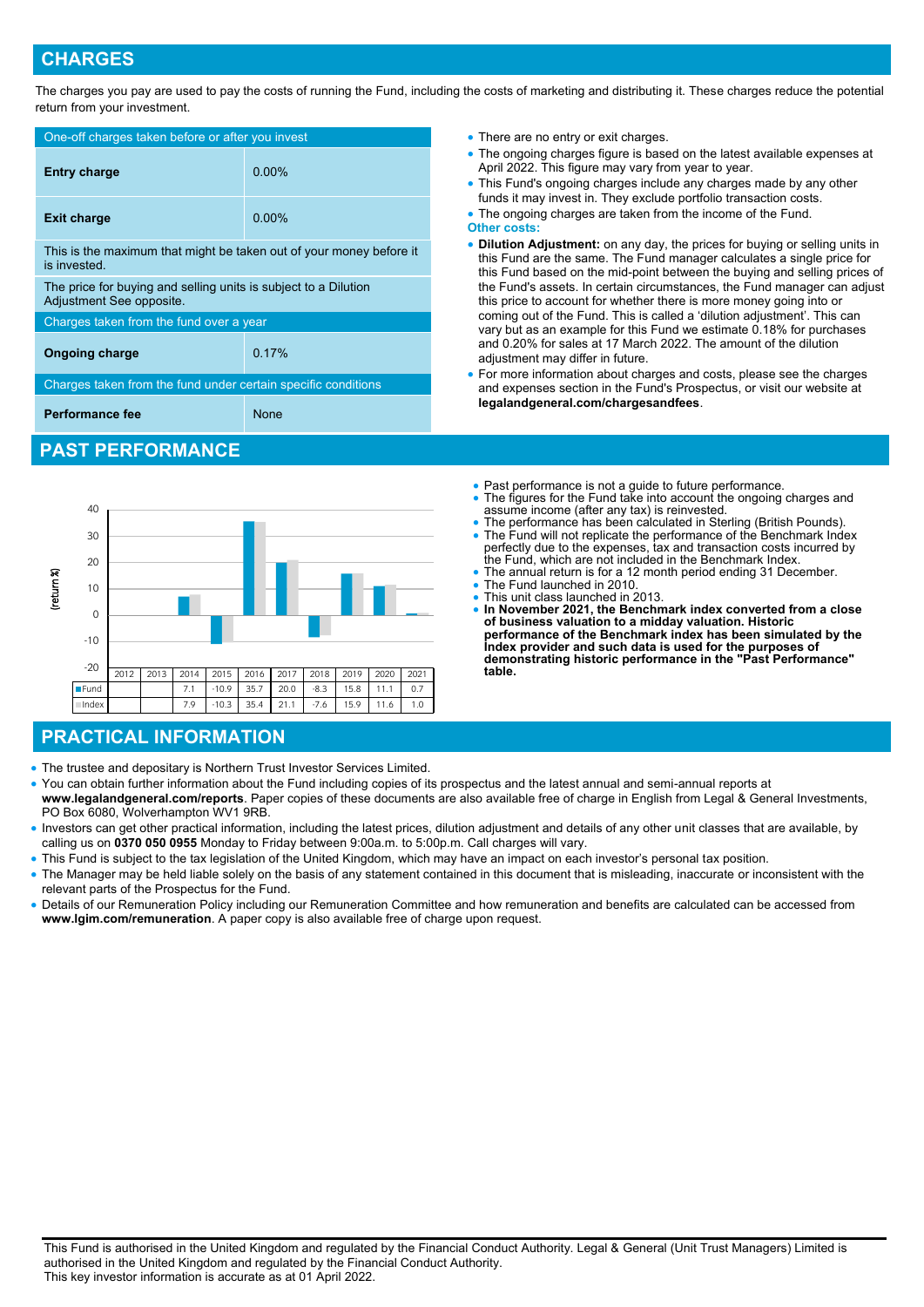## CHARGES

The charges you pay are used to pay the costs of running the Fund, including the costs of marketing and distributing it. These charges reduce the potential return from your investment.

| | |
|---|---|
| One-off charges taken before or after you invest | |
| **Entry charge** | 0.00% |
| **Exit charge** | 0.00% |
| This is the maximum that might be taken out of your money before it is invested. | |
| The price for buying and selling units is subject to a Dilution Adjustment See opposite. | |
| Charges taken from the fund over a year | |
| **Ongoing charge** | 0.17% |
| Charges taken from the fund under certain specific conditions | |
| **Performance fee** | None |

- There are no entry or exit charges.
- The ongoing charges figure is based on the latest available expenses at April 2022. This figure may vary from year to year.
- This Fund's ongoing charges include any charges made by any other funds it may invest in. They exclude portfolio transaction costs.
- The ongoing charges are taken from the income of the Fund.

**Other costs:**

- **Dilution Adjustment:** on any day, the prices for buying or selling units in this Fund are the same. The Fund manager calculates a single price for this Fund based on the mid-point between the buying and selling prices of the Fund's assets. In certain circumstances, the Fund manager can adjust this price to account for whether there is more money going into or coming out of the Fund. This is called a 'dilution adjustment'. This can vary but as an example for this Fund we estimate 0.18% for purchases and 0.20% for sales at 17 March 2022. The amount of the dilution adjustment may differ in future.
- For more information about charges and costs, please see the charges and expenses section in the Fund's Prospectus, or visit our website at **legalandgeneral.com/chargesandfees**.

## PAST PERFORMANCE

(return %)

40
30
20
10
0
-10
-20

2012 2013 2014 2015 2016 2017 2018 2019 2020 2021

Fund: 7.1 -10.9 35.7 20.0 -8.3 15.8 11.1 0.7

Index: 7.9 -10.3 35.4 21.1 -7.6 15.9 11.6 1.0

- Past performance is not a guide to future performance.
- The figures for the Fund take into account the ongoing charges and assume income (after any tax) is reinvested.
- The performance has been calculated in Sterling (British Pounds).
- The Fund will not replicate the performance of the Benchmark Index perfectly due to the expenses, tax and transaction costs incurred by the Fund, which are not included in the Benchmark Index.
- The annual return is for a 12 month period ending 31 December.
- The Fund launched in 2010.
- This unit class launched in 2013.
- **In November 2021, the Benchmark index converted from a close of business valuation to a midday valuation. Historic performance of the Benchmark index has been simulated by the Index provider and such data is used for the purposes of demonstrating historic performance in the "Past Performance" table.**

## PRACTICAL INFORMATION

- The trustee and depositary is Northern Trust Investor Services Limited.
- You can obtain further information about the Fund including copies of its prospectus and the latest annual and semi-annual reports at **www.legalandgeneral.com/reports**. Paper copies of these documents are also available free of charge in English from Legal & General Investments, PO Box 6080, Wolverhampton WV1 9RB.
- Investors can get other practical information, including the latest prices, dilution adjustment and details of any other unit classes that are available, by calling us on **0370 050 0955** Monday to Friday between 9:00a.m. to 5:00p.m. Call charges will vary.
- This Fund is subject to the tax legislation of the United Kingdom, which may have an impact on each investor's personal tax position.
- The Manager may be held liable solely on the basis of any statement contained in this document that is misleading, inaccurate or inconsistent with the relevant parts of the Prospectus for the Fund.
- Details of our Remuneration Policy including our Remuneration Committee and how remuneration and benefits are calculated can be accessed from **www.lgim.com/remuneration**. A paper copy is also available free of charge upon request.

This Fund is authorised in the United Kingdom and regulated by the Financial Conduct Authority. Legal & General (Unit Trust Managers) Limited is authorised in the United Kingdom and regulated by the Financial Conduct Authority.
This key investor information is accurate as at 01 April 2022.